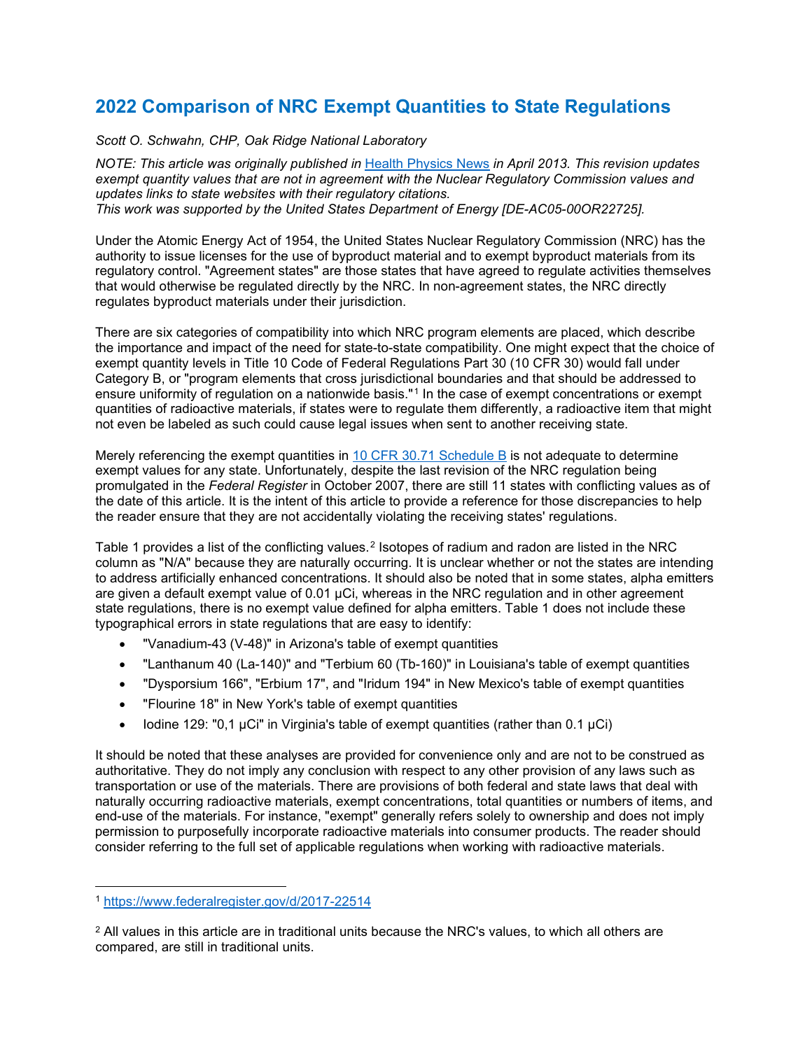# 2022 Comparison of NRC Exempt Quantities to State Regulations

*Scott O. Schwahn, CHP, Oak Ridge National Laboratory*

*NOTE: This article was originally published in* Health Physics News *in April 2013. This revision updates exempt quantity values that are not in agreement with the Nuclear Regulatory Commission values and updates links to state websites with their regulatory citations.*
*This work was supported by the United States Department of Energy [DE-AC05-00OR22725].*

Under the Atomic Energy Act of 1954, the United States Nuclear Regulatory Commission (NRC) has the authority to issue licenses for the use of byproduct material and to exempt byproduct materials from its regulatory control. "Agreement states" are those states that have agreed to regulate activities themselves that would otherwise be regulated directly by the NRC. In non-agreement states, the NRC directly regulates byproduct materials under their jurisdiction.

There are six categories of compatibility into which NRC program elements are placed, which describe the importance and impact of the need for state-to-state compatibility. One might expect that the choice of exempt quantity levels in Title 10 Code of Federal Regulations Part 30 (10 CFR 30) would fall under Category B, or "program elements that cross jurisdictional boundaries and that should be addressed to ensure uniformity of regulation on a nationwide basis."[1] In the case of exempt concentrations or exempt quantities of radioactive materials, if states were to regulate them differently, a radioactive item that might not even be labeled as such could cause legal issues when sent to another receiving state.

Merely referencing the exempt quantities in 10 CFR 30.71 Schedule B is not adequate to determine exempt values for any state. Unfortunately, despite the last revision of the NRC regulation being promulgated in the *Federal Register* in October 2007, there are still 11 states with conflicting values as of the date of this article. It is the intent of this article to provide a reference for those discrepancies to help the reader ensure that they are not accidentally violating the receiving states' regulations.

Table 1 provides a list of the conflicting values.[2] Isotopes of radium and radon are listed in the NRC column as "N/A" because they are naturally occurring. It is unclear whether or not the states are intending to address artificially enhanced concentrations. It should also be noted that in some states, alpha emitters are given a default exempt value of 0.01 µCi, whereas in the NRC regulation and in other agreement state regulations, there is no exempt value defined for alpha emitters. Table 1 does not include these typographical errors in state regulations that are easy to identify:

- "Vanadium-43 (V-48)" in Arizona's table of exempt quantities
- "Lanthanum 40 (La-140)" and "Terbium 60 (Tb-160)" in Louisiana's table of exempt quantities
- "Dysporsium 166", "Erbium 17", and "Iridum 194" in New Mexico's table of exempt quantities
- "Flourine 18" in New York's table of exempt quantities
- Iodine 129: "0,1 µCi" in Virginia's table of exempt quantities (rather than 0.1 µCi)

It should be noted that these analyses are provided for convenience only and are not to be construed as authoritative. They do not imply any conclusion with respect to any other provision of any laws such as transportation or use of the materials. There are provisions of both federal and state laws that deal with naturally occurring radioactive materials, exempt concentrations, total quantities or numbers of items, and end-use of the materials. For instance, "exempt" generally refers solely to ownership and does not imply permission to purposefully incorporate radioactive materials into consumer products. The reader should consider referring to the full set of applicable regulations when working with radioactive materials.

---

[1] https://www.federalregister.gov/d/2017-22514

[2] All values in this article are in traditional units because the NRC's values, to which all others are compared, are still in traditional units.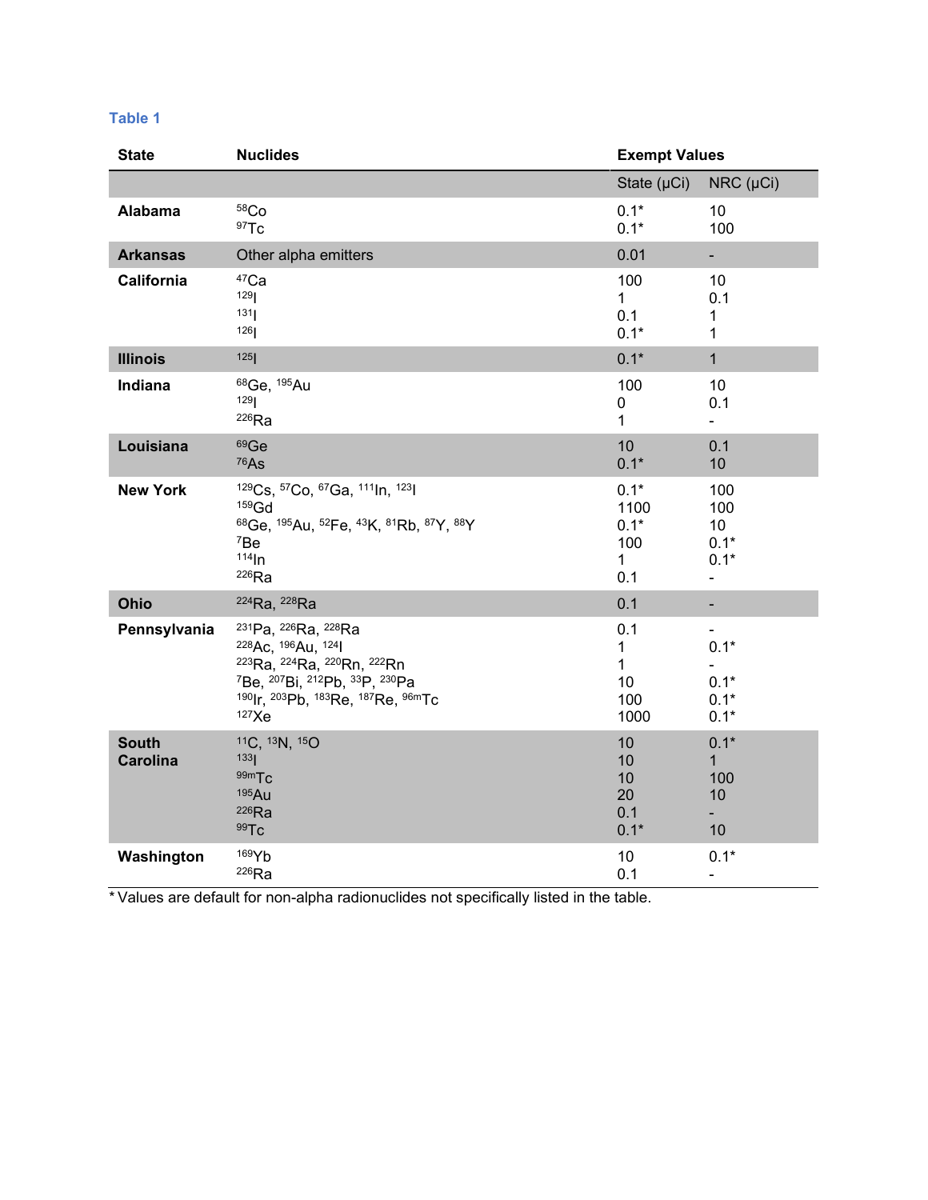### Table 1

| State | Nuclides | Exempt Values | |
|---|---|---|---|
| | | State (µCi) | NRC (µCi) |
| **Alabama** | $^{58}$Co | 0.1* | 10 |
| | $^{97}$Tc | 0.1* | 100 |
| **Arkansas** | Other alpha emitters | 0.01 | - |
| **California** | $^{47}$Ca | 100 | 10 |
| | $^{129}$I | 1 | 0.1 |
| | $^{131}$I | 0.1 | 1 |
| | $^{126}$I | 0.1* | 1 |
| **Illinois** | $^{125}$I | 0.1* | 1 |
| **Indiana** | $^{68}$Ge, $^{195}$Au | 100 | 10 |
| | $^{129}$I | 0 | 0.1 |
| | $^{226}$Ra | 1 | - |
| **Louisiana** | $^{69}$Ge | 10 | 0.1 |
| | $^{76}$As | 0.1* | 10 |
| **New York** | $^{129}$Cs, $^{57}$Co, $^{67}$Ga, $^{111}$In, $^{123}$I | 0.1* | 100 |
| | $^{159}$Gd | 1100 | 100 |
| | $^{68}$Ge, $^{195}$Au, $^{52}$Fe, $^{43}$K, $^{81}$Rb, $^{87}$Y, $^{88}$Y | 0.1* | 10 |
| | $^{7}$Be | 100 | 0.1* |
| | $^{114}$In | 1 | 0.1* |
| | $^{226}$Ra | 0.1 | - |
| **Ohio** | $^{224}$Ra, $^{228}$Ra | 0.1 | - |
| **Pennsylvania** | $^{231}$Pa, $^{226}$Ra, $^{228}$Ra | 0.1 | - |
| | $^{228}$Ac, $^{196}$Au, $^{124}$I | 1 | 0.1* |
| | $^{223}$Ra, $^{224}$Ra, $^{220}$Rn, $^{222}$Rn | 1 | - |
| | $^{7}$Be, $^{207}$Bi, $^{212}$Pb, $^{33}$P, $^{230}$Pa | 10 | 0.1* |
| | $^{190}$Ir, $^{203}$Pb, $^{183}$Re, $^{187}$Re, $^{96m}$Tc | 100 | 0.1* |
| | $^{127}$Xe | 1000 | 0.1* |
| **South Carolina** | $^{11}$C, $^{13}$N, $^{15}$O | 10 | 0.1* |
| | $^{133}$I | 10 | 1 |
| | $^{99m}$Tc | 10 | 100 |
| | $^{195}$Au | 20 | 10 |
| | $^{226}$Ra | 0.1 | - |
| | $^{99}$Tc | 0.1* | 10 |
| **Washington** | $^{169}$Yb | 10 | 0.1* |
| | $^{226}$Ra | 0.1 | - |

* Values are default for non-alpha radionuclides not specifically listed in the table.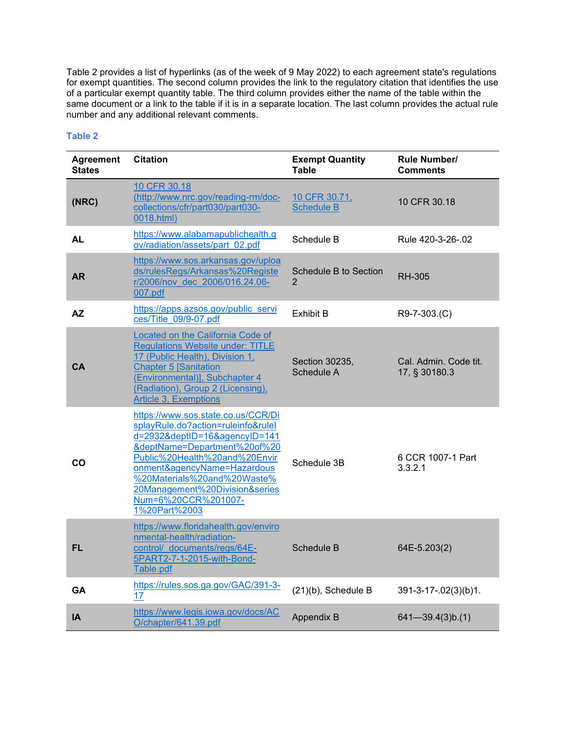Table 2 provides a list of hyperlinks (as of the week of 9 May 2022) to each agreement state's regulations for exempt quantities. The second column provides the link to the regulatory citation that identifies the use of a particular exempt quantity table. The third column provides either the name of the table within the same document or a link to the table if it is in a separate location. The last column provides the actual rule number and any additional relevant comments.

**Table 2**

| Agreement States | Citation | Exempt Quantity Table | Rule Number/ Comments |
|---|---|---|---|
| (NRC) | 10 CFR 30.18 (http://www.nrc.gov/reading-rm/doc-collections/cfr/part030/part030-0018.html) | 10 CFR 30.71, Schedule B | 10 CFR 30.18 |
| AL | https://www.alabamapublichealth.gov/radiation/assets/part_02.pdf | Schedule B | Rule 420-3-26-.02 |
| AR | https://www.sos.arkansas.gov/uploads/rulesRegs/Arkansas%20Register/2006/nov_dec_2006/016.24.06-007.pdf | Schedule B to Section 2 | RH-305 |
| AZ | https://apps.azsos.gov/public_services/Title_09/9-07.pdf | Exhibit B | R9-7-303.(C) |
| CA | Located on the California Code of Regulations Website under: TITLE 17 (Public Health), Division 1, Chapter 5 [Sanitation (Environmental)], Subchapter 4 (Radiation), Group 2 (Licensing), Article 3, Exemptions | Section 30235, Schedule A | Cal. Admin. Code tit. 17, § 30180.3 |
| CO | https://www.sos.state.co.us/CCR/DisplayRule.do?action=ruleinfo&ruleId=2932&deptID=16&agencyID=141&deptName=Department%20of%20Public%20Health%20and%20Environment&agencyName=Hazardous%20Materials%20and%20Waste%20Management%20Division&seriesNum=6%20CCR%201007-1%20Part%2003 | Schedule 3B | 6 CCR 1007-1 Part 3.3.2.1 |
| FL | https://www.floridahealth.gov/environmental-health/radiation-control/_documents/regs/64E-5PART2-7-1-2015-with-Bond-Table.pdf | Schedule B | 64E-5.203(2) |
| GA | https://rules.sos.ga.gov/GAC/391-3-17 | (21)(b), Schedule B | 391-3-17-.02(3)(b)1. |
| IA | https://www.legis.iowa.gov/docs/ACO/chapter/641.39.pdf | Appendix B | 641—39.4(3)b.(1) |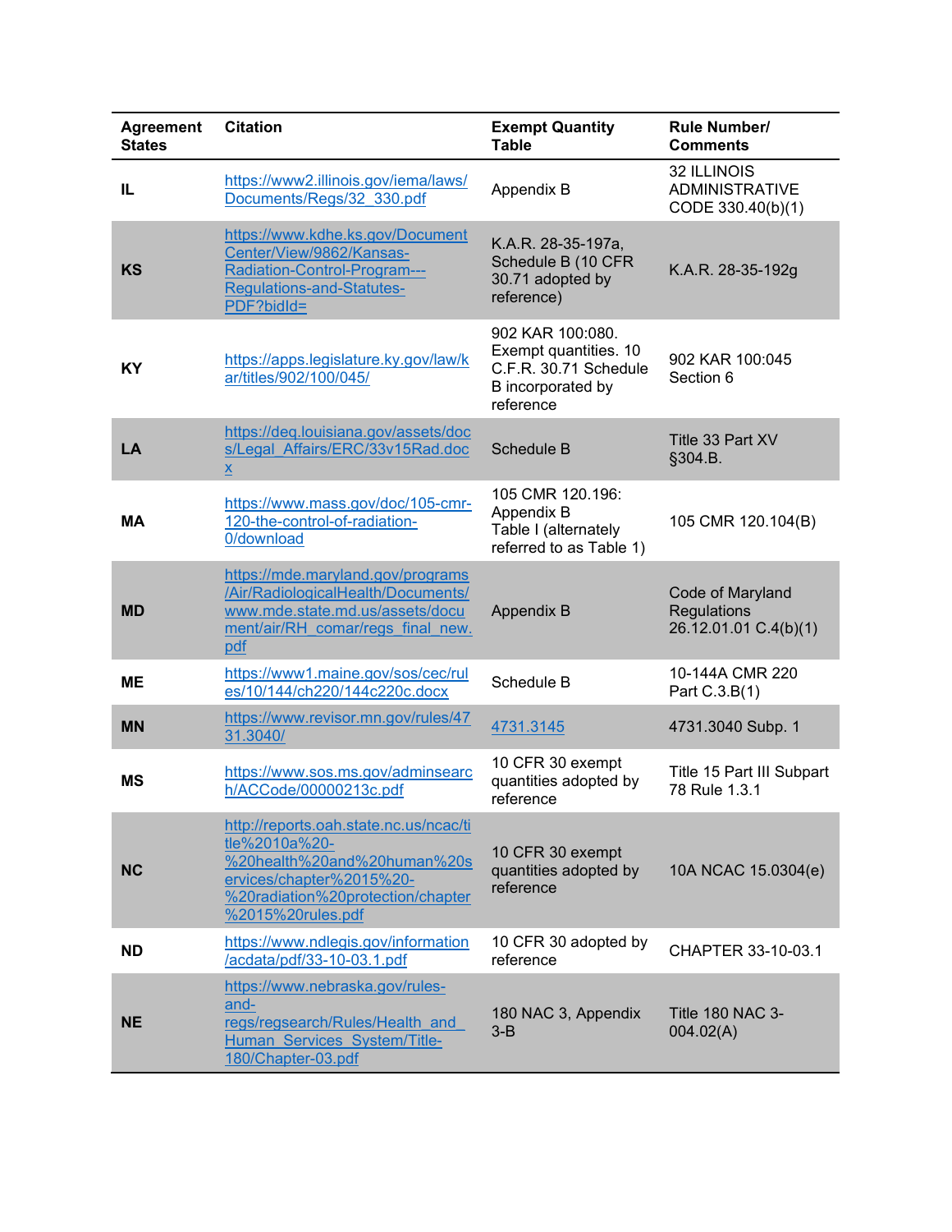| Agreement States | Citation | Exempt Quantity Table | Rule Number/ Comments |
|---|---|---|---|
| **IL** | https://www2.illinois.gov/iema/laws/Documents/Regs/32_330.pdf | Appendix B | 32 ILLINOIS ADMINISTRATIVE CODE 330.40(b)(1) |
| **KS** | https://www.kdhe.ks.gov/DocumentCenter/View/9862/Kansas-Radiation-Control-Program---Regulations-and-Statutes-PDF?bidId= | K.A.R. 28-35-197a, Schedule B (10 CFR 30.71 adopted by reference) | K.A.R. 28-35-192g |
| **KY** | https://apps.legislature.ky.gov/law/kar/titles/902/100/045/ | 902 KAR 100:080. Exempt quantities. 10 C.F.R. 30.71 Schedule B incorporated by reference | 902 KAR 100:045 Section 6 |
| **LA** | https://deq.louisiana.gov/assets/docs/Legal_Affairs/ERC/33v15Rad.docx | Schedule B | Title 33 Part XV §304.B. |
| **MA** | https://www.mass.gov/doc/105-cmr-120-the-control-of-radiation-0/download | 105 CMR 120.196: Appendix B Table I (alternately referred to as Table 1) | 105 CMR 120.104(B) |
| **MD** | https://mde.maryland.gov/programs/Air/RadiologicalHealth/Documents/www.mde.state.md.us/assets/document/air/RH_comar/regs_final_new.pdf | Appendix B | Code of Maryland Regulations 26.12.01.01 C.4(b)(1) |
| **ME** | https://www1.maine.gov/sos/cec/rules/10/144/ch220/144c220c.docx | Schedule B | 10-144A CMR 220 Part C.3.B(1) |
| **MN** | https://www.revisor.mn.gov/rules/4731.3040/ | 4731.3145 | 4731.3040 Subp. 1 |
| **MS** | https://www.sos.ms.gov/adminsearch/ACCode/00000213c.pdf | 10 CFR 30 exempt quantities adopted by reference | Title 15 Part III Subpart 78 Rule 1.3.1 |
| **NC** | http://reports.oah.state.nc.us/ncac/title%2010a%20-%20health%20and%20human%20services/chapter%2015%20-%20radiation%20protection/chapter%2015%20rules.pdf | 10 CFR 30 exempt quantities adopted by reference | 10A NCAC 15.0304(e) |
| **ND** | https://www.ndlegis.gov/information/acdata/pdf/33-10-03.1.pdf | 10 CFR 30 adopted by reference | CHAPTER 33-10-03.1 |
| **NE** | https://www.nebraska.gov/rules-and-regs/regsearch/Rules/Health_and_Human_Services_System/Title-180/Chapter-03.pdf | 180 NAC 3, Appendix 3-B | Title 180 NAC 3-004.02(A) |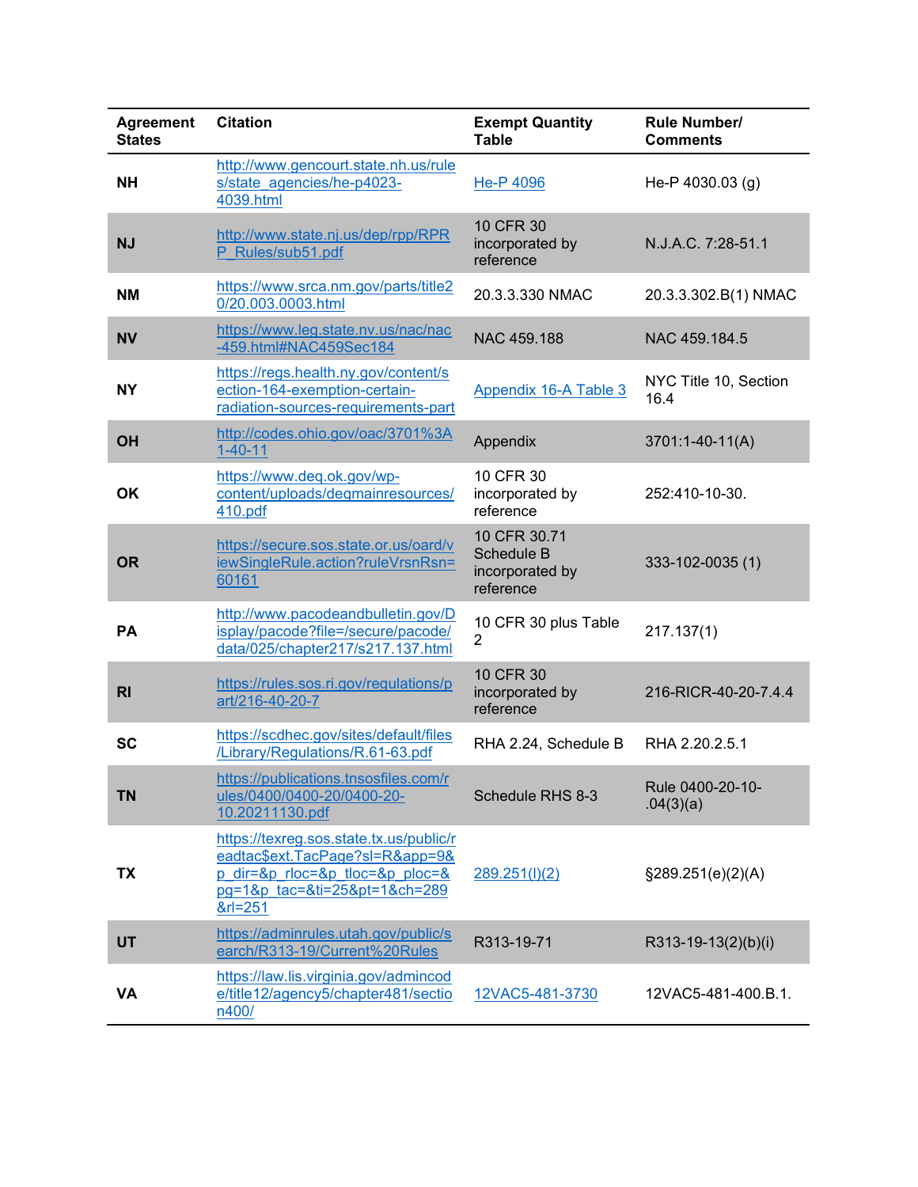| Agreement States | Citation | Exempt Quantity Table | Rule Number/ Comments |
|---|---|---|---|
| NH | http://www.gencourt.state.nh.us/rules/state_agencies/he-p4023-4039.html | He-P 4096 | He-P 4030.03 (g) |
| NJ | http://www.state.nj.us/dep/rpp/RPRP_Rules/sub51.pdf | 10 CFR 30 incorporated by reference | N.J.A.C. 7:28-51.1 |
| NM | https://www.srca.nm.gov/parts/title20/20.003.0003.html | 20.3.3.330 NMAC | 20.3.3.302.B(1) NMAC |
| NV | https://www.leg.state.nv.us/nac/nac-459.html#NAC459Sec184 | NAC 459.188 | NAC 459.184.5 |
| NY | https://regs.health.ny.gov/content/section-164-exemption-certain-radiation-sources-requirements-part | Appendix 16-A Table 3 | NYC Title 10, Section 16.4 |
| OH | http://codes.ohio.gov/oac/3701%3A1-40-11 | Appendix | 3701:1-40-11(A) |
| OK | https://www.deq.ok.gov/wp-content/uploads/deqmainresources/410.pdf | 10 CFR 30 incorporated by reference | 252:410-10-30. |
| OR | https://secure.sos.state.or.us/oard/viewSingleRule.action?ruleVrsnRsn=60161 | 10 CFR 30.71 Schedule B incorporated by reference | 333-102-0035 (1) |
| PA | http://www.pacodeandbulletin.gov/Display/pacode?file=/secure/pacode/data/025/chapter217/s217.137.html | 10 CFR 30 plus Table 2 | 217.137(1) |
| RI | https://rules.sos.ri.gov/regulations/part/216-40-20-7 | 10 CFR 30 incorporated by reference | 216-RICR-40-20-7.4.4 |
| SC | https://scdhec.gov/sites/default/files/Library/Regulations/R.61-63.pdf | RHA 2.24, Schedule B | RHA 2.20.2.5.1 |
| TN | https://publications.tnsosfiles.com/rules/0400/0400-20/0400-20-10.20211130.pdf | Schedule RHS 8-3 | Rule 0400-20-10-.04(3)(a) |
| TX | https://texreg.sos.state.tx.us/public/readtac$ext.TacPage?sl=R&app=9&p_dir=&p_rloc=&p_tloc=&p_ploc=&pg=1&p_tac=&ti=25&pt=1&ch=289&rl=251 | 289.251(l)(2) | §289.251(e)(2)(A) |
| UT | https://adminrules.utah.gov/public/search/R313-19/Current%20Rules | R313-19-71 | R313-19-13(2)(b)(i) |
| VA | https://law.lis.virginia.gov/admincode/title12/agency5/chapter481/section400/ | 12VAC5-481-3730 | 12VAC5-481-400.B.1. |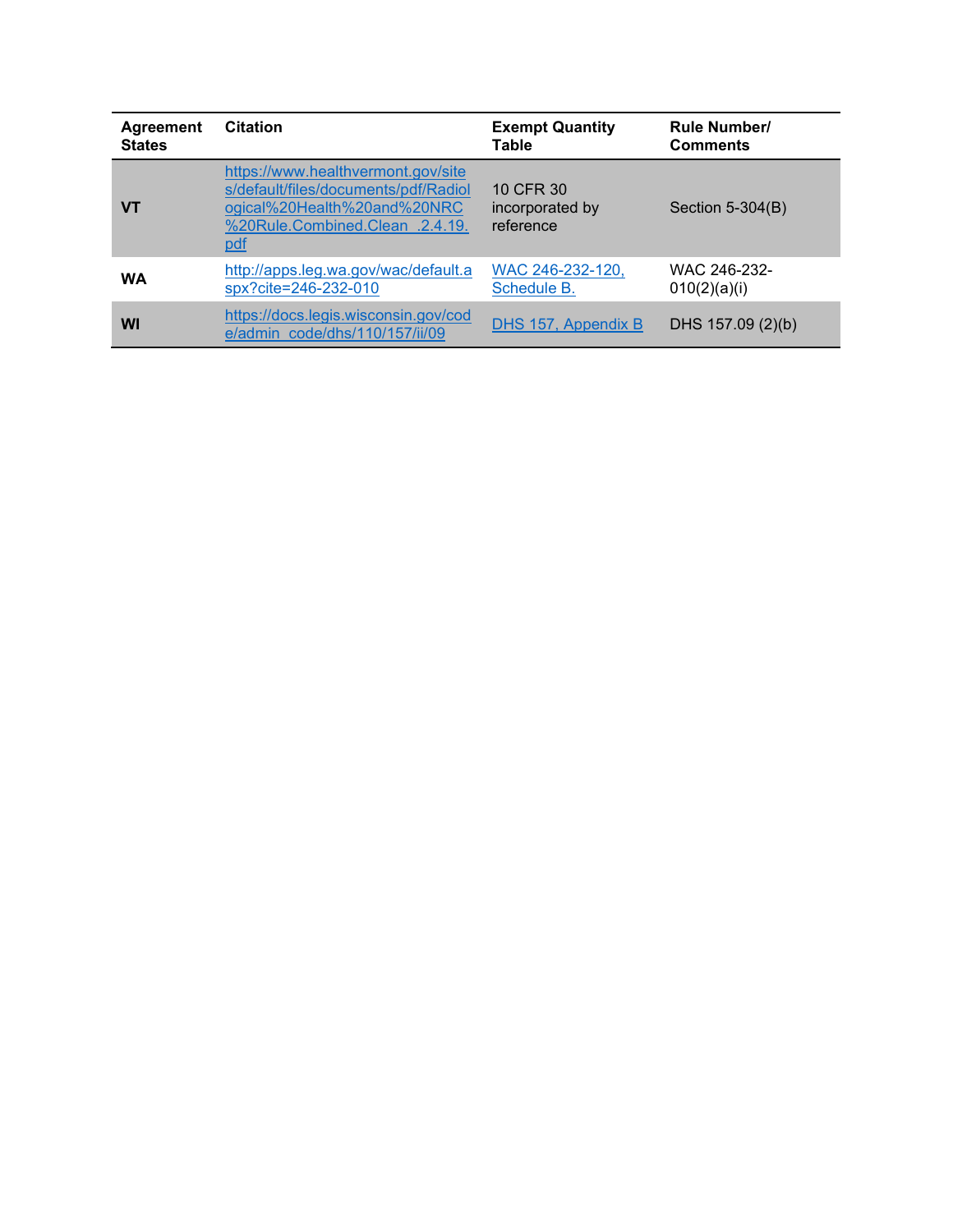| Agreement States | Citation | Exempt Quantity Table | Rule Number/ Comments |
|---|---|---|---|
| **VT** | https://www.healthvermont.gov/sites/default/files/documents/pdf/Radiological%20Health%20and%20NRC%20Rule.Combined.Clean_.2.4.19.pdf | 10 CFR 30 incorporated by reference | Section 5-304(B) |
| **WA** | http://apps.leg.wa.gov/wac/default.aspx?cite=246-232-010 | WAC 246-232-120, Schedule B. | WAC 246-232-010(2)(a)(i) |
| **WI** | https://docs.legis.wisconsin.gov/code/admin_code/dhs/110/157/ii/09 | DHS 157, Appendix B | DHS 157.09 (2)(b) |